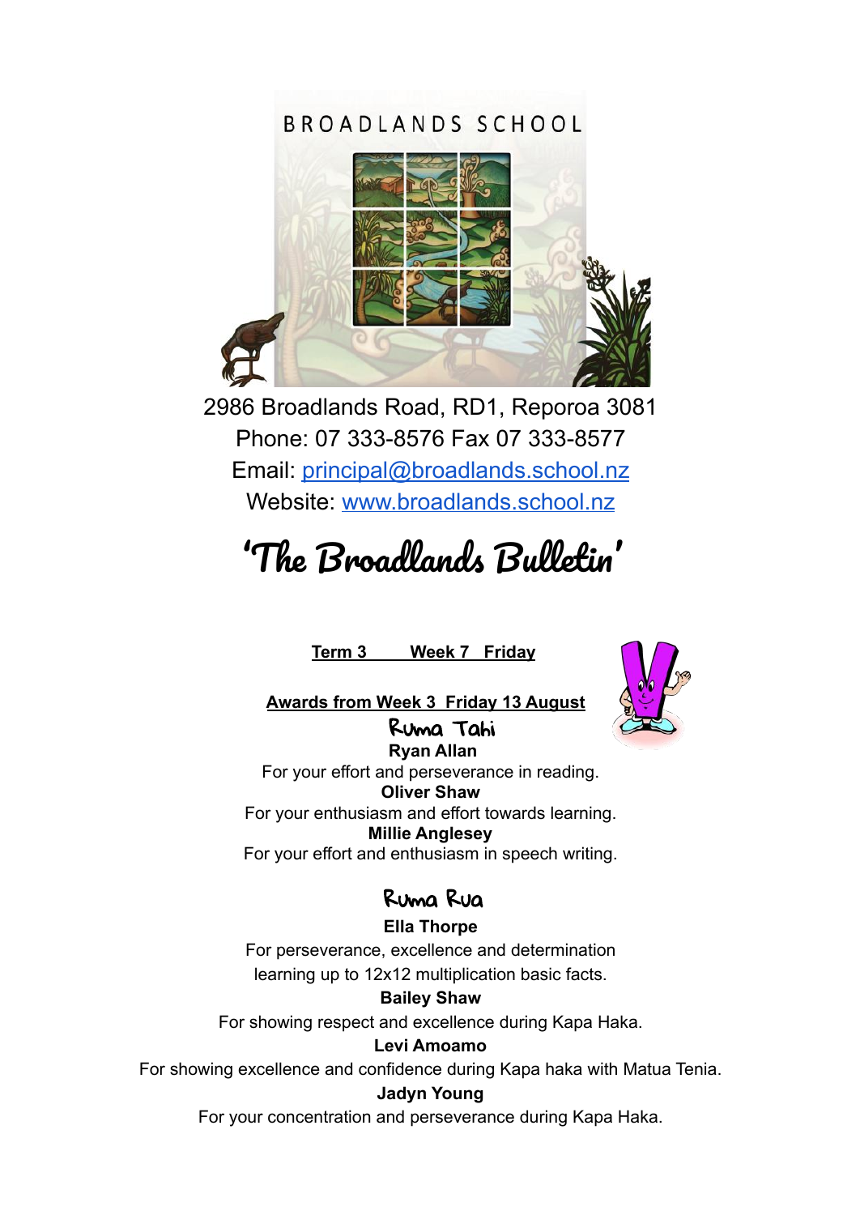BROADLANDS SCHOOL

2986 Broadlands Road, RD1, Reporoa 3081
Phone: 07 333-8576 Fax 07 333-8577
Email: principal@broadlands.school.nz
Website: www.broadlands.school.nz

# 'The Broadlands Bulletin'

**Term 3 Week 7 Friday**

**Awards from Week 3 Friday 13 August**

## Ruma Tahi

**Ryan Allan**
For your effort and perseverance in reading.

**Oliver Shaw**
For your enthusiasm and effort towards learning.

**Millie Anglesey**
For your effort and enthusiasm in speech writing.

## Ruma Rua

**Ella Thorpe**
For perseverance, excellence and determination learning up to 12x12 multiplication basic facts.

**Bailey Shaw**
For showing respect and excellence during Kapa Haka.

**Levi Amoamo**
For showing excellence and confidence during Kapa haka with Matua Tenia.

**Jadyn Young**
For your concentration and perseverance during Kapa Haka.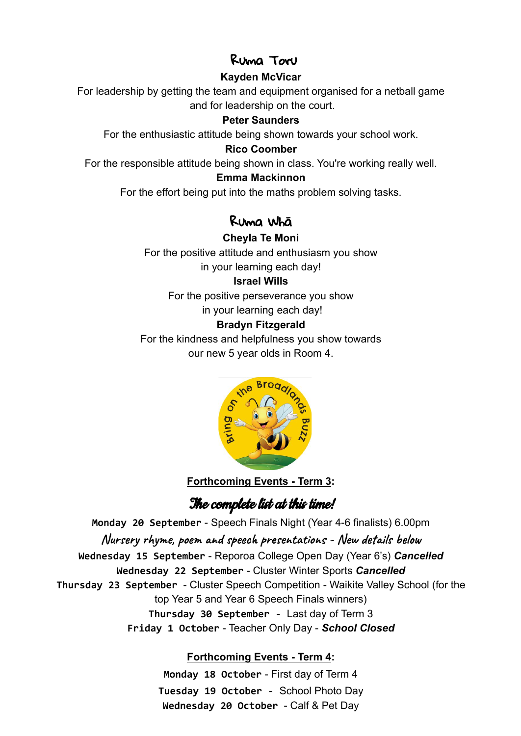## Ruma Toru

**Kayden McVicar**

For leadership by getting the team and equipment organised for a netball game and for leadership on the court.

**Peter Saunders**

For the enthusiastic attitude being shown towards your school work.

**Rico Coomber**

For the responsible attitude being shown in class. You're working really well.

**Emma Mackinnon**

For the effort being put into the maths problem solving tasks.

## Ruma Whā

**Cheyla Te Moni**

For the positive attitude and enthusiasm you show in your learning each day!

**Israel Wills**

For the positive perseverance you show in your learning each day!

**Bradyn Fitzgerald**

For the kindness and helpfulness you show towards our new 5 year olds in Room 4.

**Forthcoming Events - Term 3:**

### The complete list at this time!

**Monday 20 September** - Speech Finals Night (Year 4-6 finalists) 6.00pm

*Nursery rhyme, poem and speech presentations - New details below*

**Wednesday 15 September** - Reporoa College Open Day (Year 6's) ***Cancelled***

**Wednesday 22 September** - Cluster Winter Sports ***Cancelled***

**Thursday 23 September** - Cluster Speech Competition - Waikite Valley School (for the top Year 5 and Year 6 Speech Finals winners)

**Thursday 30 September** - Last day of Term 3

**Friday 1 October** - Teacher Only Day - ***School Closed***

**Forthcoming Events - Term 4:**

**Monday 18 October** - First day of Term 4

**Tuesday 19 October** - School Photo Day

**Wednesday 20 October** - Calf & Pet Day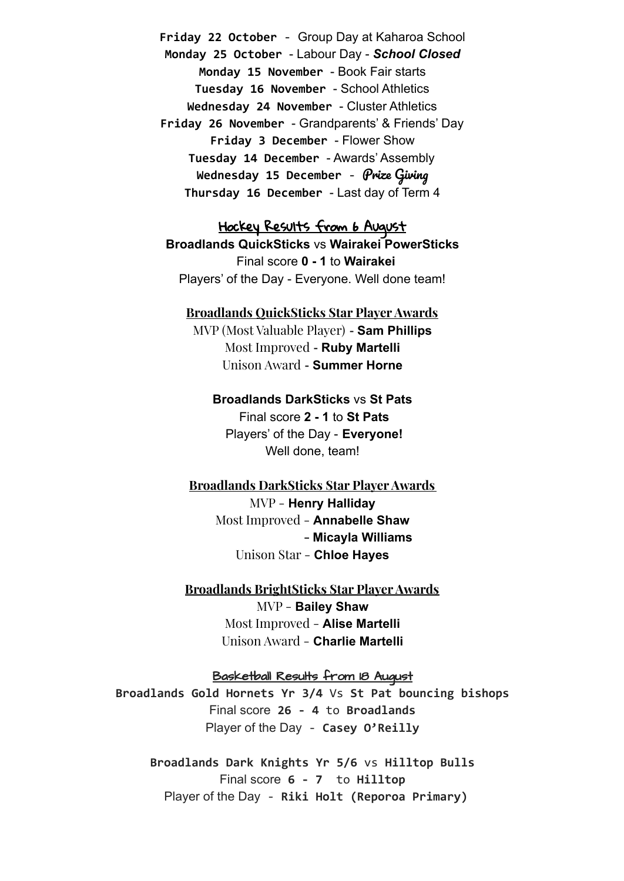**Friday 22 October** - Group Day at Kaharoa School
**Monday 25 October** - Labour Day - ***School Closed***
**Monday 15 November** - Book Fair starts
**Tuesday 16 November** - School Athletics
**Wednesday 24 November** - Cluster Athletics
**Friday 26 November** - Grandparents' & Friends' Day
**Friday 3 December** - Flower Show
**Tuesday 14 December** - Awards' Assembly
**Wednesday 15 December** - Prize Giving
**Thursday 16 December** - Last day of Term 4

## Hockey Results from 6 August

**Broadlands QuickSticks** vs **Wairakei PowerSticks**
Final score **0 - 1** to **Wairakei**
Players' of the Day - Everyone. Well done team!

### Broadlands QuickSticks Star Player Awards

MVP (Most Valuable Player) - **Sam Phillips**
Most Improved - **Ruby Martelli**
Unison Award - **Summer Horne**

**Broadlands DarkSticks** vs **St Pats**
Final score **2 - 1** to **St Pats**
Players' of the Day - **Everyone!**
Well done, team!

### Broadlands DarkSticks Star Player Awards

MVP - **Henry Halliday**
Most Improved - **Annabelle Shaw**
- **Micayla Williams**
Unison Star - **Chloe Hayes**

### Broadlands BrightSticks Star Player Awards

MVP - **Bailey Shaw**
Most Improved - **Alise Martelli**
Unison Award - **Charlie Martelli**

## Basketball Results from 18 August

**Broadlands Gold Hornets Yr 3/4** Vs **St Pat bouncing bishops**
Final score **26 - 4** to **Broadlands**
Player of the Day - **Casey O'Reilly**

**Broadlands Dark Knights Yr 5/6** vs **Hilltop Bulls**
Final score **6 - 7** to **Hilltop**
Player of the Day - **Riki Holt (Reporoa Primary)**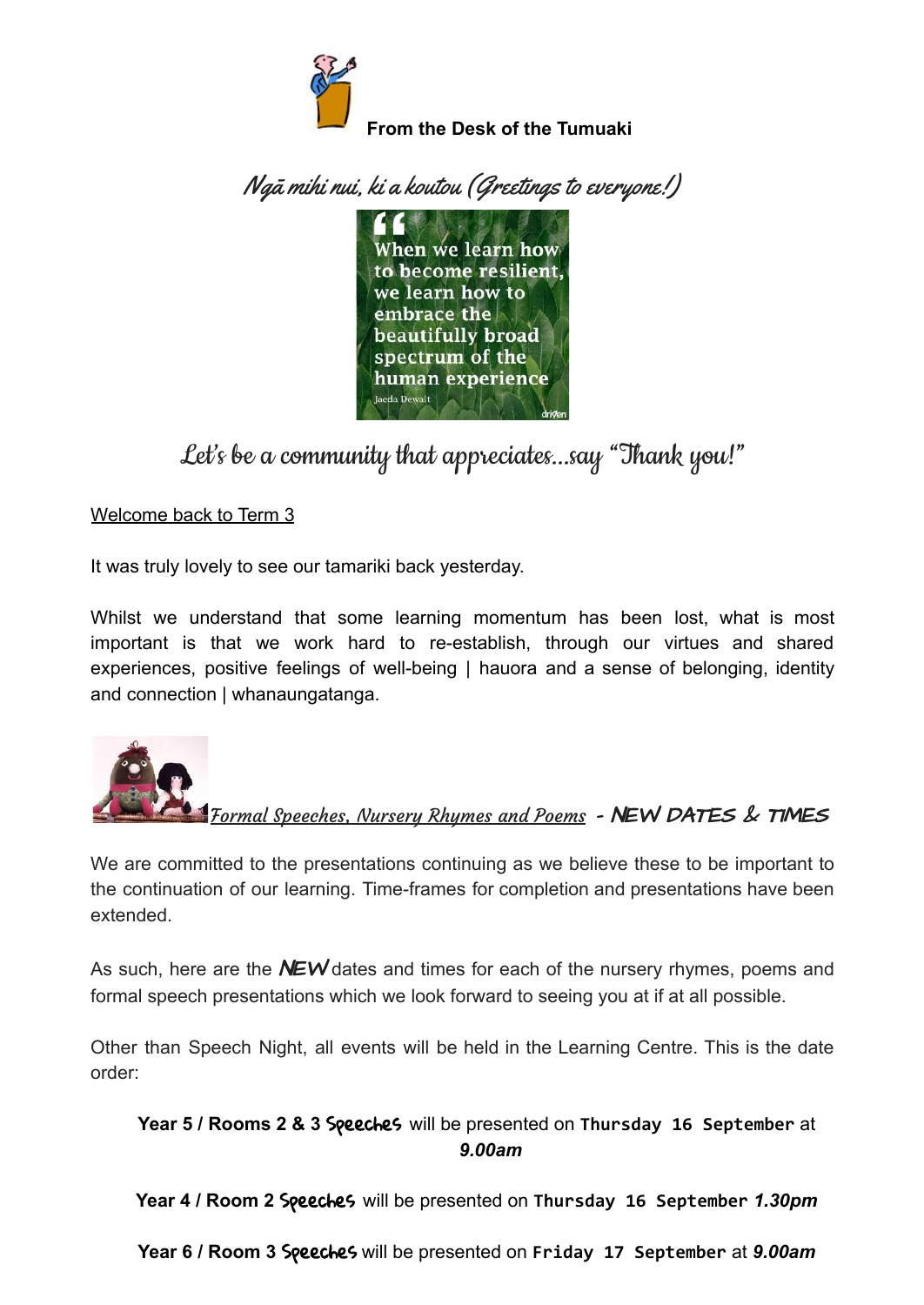**From the Desk of the Tumuaki**

*Ngā mihi nui, ki a koutou (Greetings to everyone!)*

"When we learn how to become resilient, we learn how to embrace the beautifully broad spectrum of the human experience"
Jaeda Dewalt

*Let's be a community that appreciates...say "Thank you!"*

Welcome back to Term 3

It was truly lovely to see our tamariki back yesterday.

Whilst we understand that some learning momentum has been lost, what is most important is that we work hard to re-establish, through our virtues and shared experiences, positive feelings of well-being | hauora and a sense of belonging, identity and connection | whanaungatanga.

## *Formal Speeches, Nursery Rhymes and Poems* - NEW DATES & TIMES

We are committed to the presentations continuing as we believe these to be important to the continuation of our learning. Time-frames for completion and presentations have been extended.

As such, here are the ***NEW*** dates and times for each of the nursery rhymes, poems and formal speech presentations which we look forward to seeing you at if at all possible.

Other than Speech Night, all events will be held in the Learning Centre. This is the date order:

**Year 5 / Rooms 2 & 3 Speeches** will be presented on **Thursday 16 September** at ***9.00am***

**Year 4 / Room 2 Speeches** will be presented on **Thursday 16 September** ***1.30pm***

**Year 6 / Room 3 Speeches** will be presented on **Friday 17 September** at ***9.00am***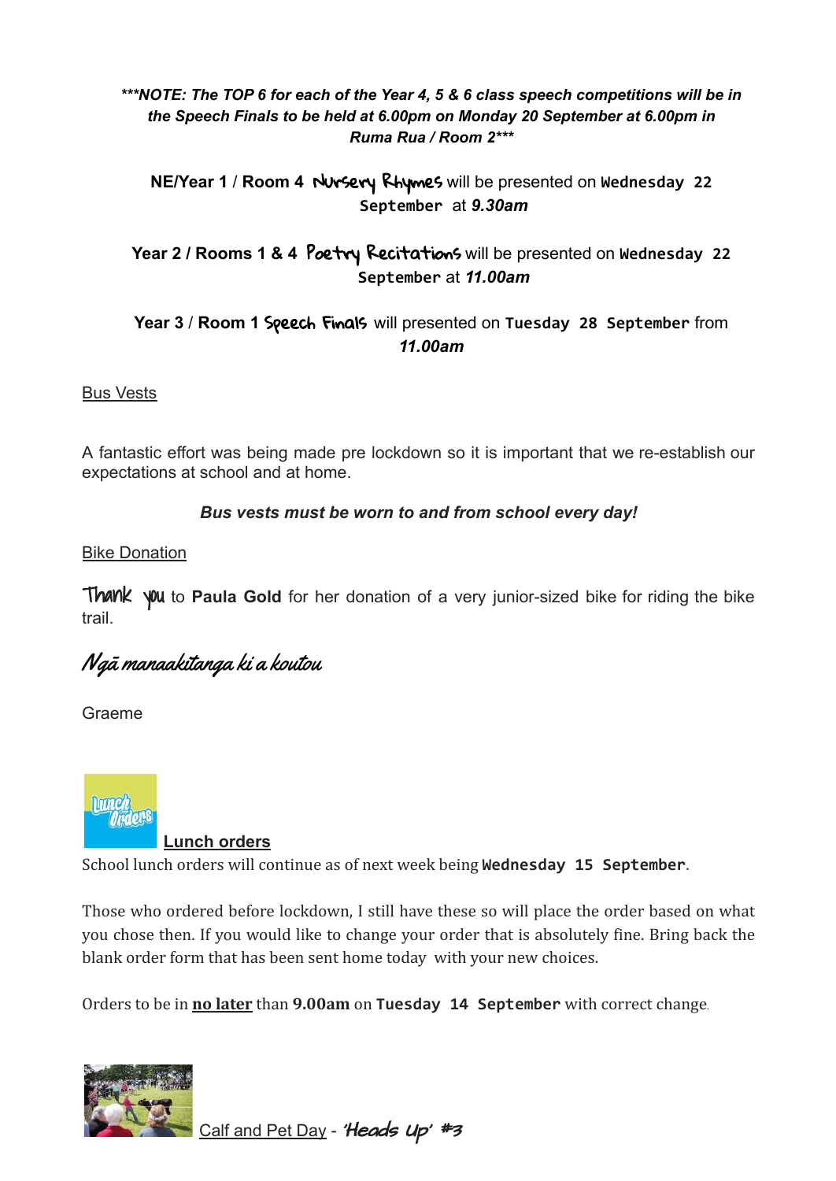***NOTE: The TOP 6 for each of the Year 4, 5 & 6 class speech competitions will be in the Speech Finals to be held at 6.00pm on Monday 20 September at 6.00pm in Ruma Rua / Room 2***

**NE/Year 1** / **Room 4** Nursery Rhymes will be presented on **Wednesday 22 September** at ***9.30am***

**Year 2** / **Rooms 1 & 4** Poetry Recitations will be presented on **Wednesday 22 September** at ***11.00am***

**Year 3** / **Room 1** Speech Finals will presented on **Tuesday 28 September** from ***11.00am***

Bus Vests

A fantastic effort was being made pre lockdown so it is important that we re-establish our expectations at school and at home.

***Bus vests must be worn to and from school every day!***

Bike Donation

Thank you to **Paula Gold** for her donation of a very junior-sized bike for riding the bike trail.

*Ngā manaakitanga ki a koutou*

Graeme

**Lunch orders**

School lunch orders will continue as of next week being **Wednesday 15 September**.

Those who ordered before lockdown, I still have these so will place the order based on what you chose then. If you would like to change your order that is absolutely fine. Bring back the blank order form that has been sent home today with your new choices.

Orders to be in **no later** than **9.00am** on **Tuesday 14 September** with correct change.

Calf and Pet Day - ***'Heads Up' #3***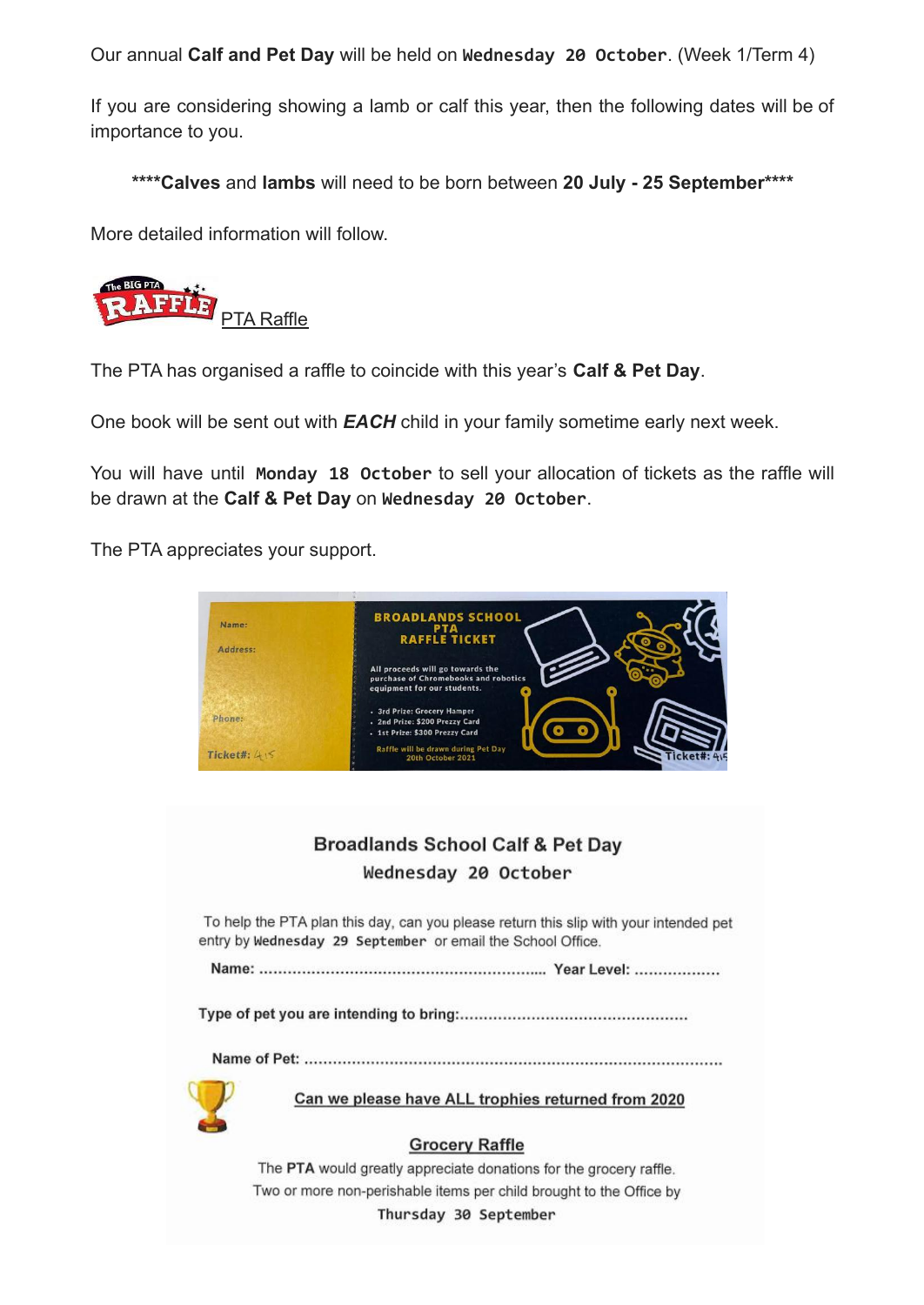Our annual **Calf and Pet Day** will be held on **Wednesday 20 October**. (Week 1/Term 4)

If you are considering showing a lamb or calf this year, then the following dates will be of importance to you.

****Calves** and **lambs** will need to be born between **20 July - 25 September******

More detailed information will follow.

PTA Raffle

The PTA has organised a raffle to coincide with this year's **Calf & Pet Day**.

One book will be sent out with ***EACH*** child in your family sometime early next week.

You will have until **Monday 18 October** to sell your allocation of tickets as the raffle will be drawn at the **Calf & Pet Day** on **Wednesday 20 October**.

The PTA appreciates your support.

Name:

Address:

Phone:

Ticket#: 415

**BROADLANDS SCHOOL PTA RAFFLE TICKET**

All proceeds will go towards the purchase of Chromebooks and robotics equipment for our students.

- 3rd Prize: Grocery Hamper
- 2nd Prize: $200 Prezzy Card
- 1st Prize: $300 Prezzy Card

Raffle will be drawn during Pet Day 20th October 2021

Ticket#: 415

## Broadlands School Calf & Pet Day

### Wednesday 20 October

To help the PTA plan this day, can you please return this slip with your intended pet entry by **Wednesday 29 September** or email the School Office.

**Name:** ............................................................ **Year Level:** ..................

**Type of pet you are intending to bring:**...............................................

**Name of Pet:** ........................................................................................

**Can we please have ALL trophies returned from 2020**

**Grocery Raffle**

The **PTA** would greatly appreciate donations for the grocery raffle.
Two or more non-perishable items per child brought to the Office by
**Thursday 30 September**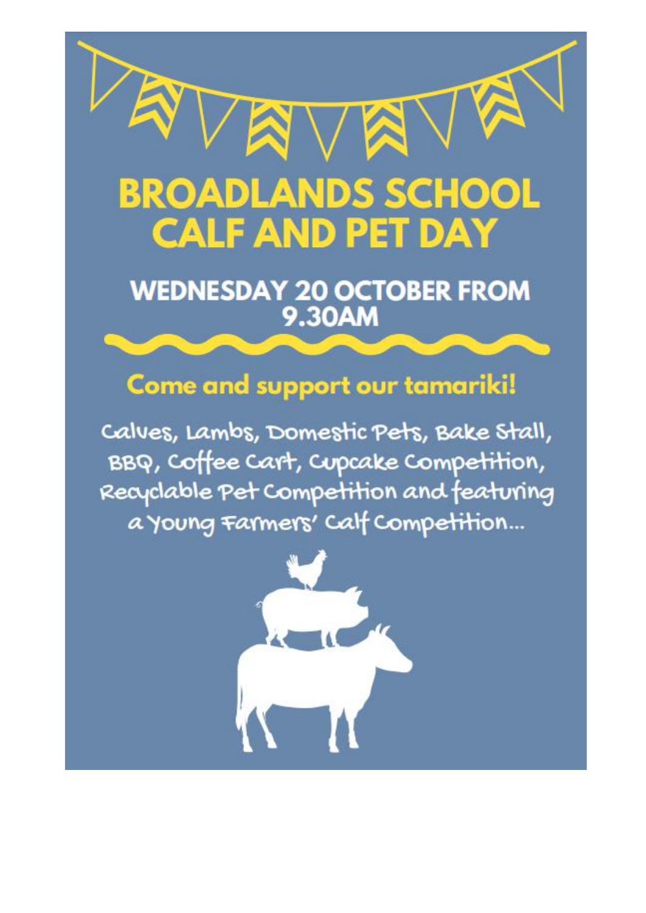# BROADLANDS SCHOOL CALF AND PET DAY

## WEDNESDAY 20 OCTOBER FROM 9.30AM

**Come and support our tamariki!**

Calves, Lambs, Domestic Pets, Bake Stall, BBQ, Coffee Cart, Cupcake Competition, Recyclable Pet Competition and featuring a Young Farmers' Calf Competition...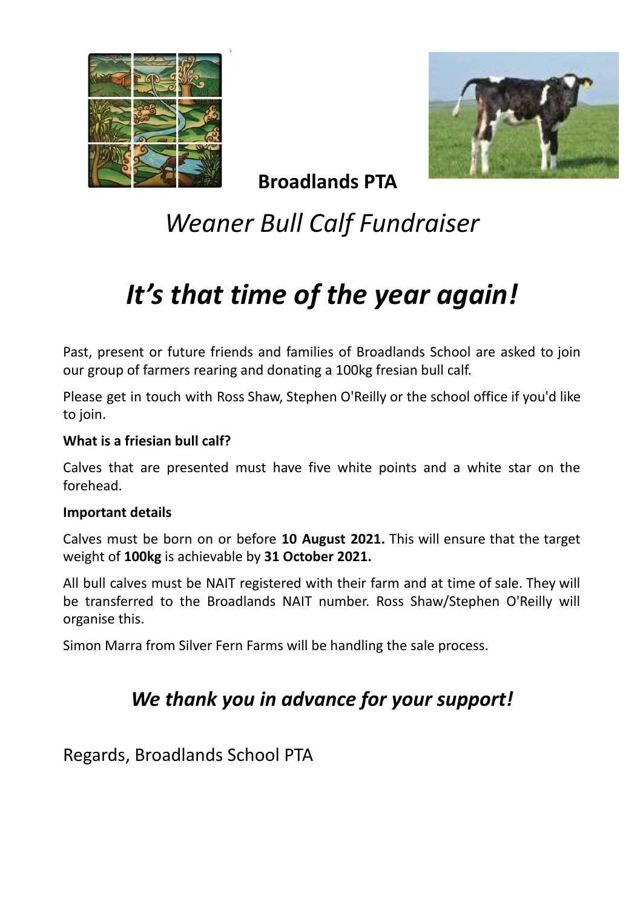**Broadlands PTA**

# *Weaner Bull Calf Fundraiser*

# ***It's that time of the year again!***

Past, present or future friends and families of Broadlands School are asked to join our group of farmers rearing and donating a 100kg fresian bull calf.

Please get in touch with Ross Shaw, Stephen O'Reilly or the school office if you'd like to join.

**What is a friesian bull calf?**

Calves that are presented must have five white points and a white star on the forehead.

**Important details**

Calves must be born on or before **10 August 2021.** This will ensure that the target weight of **100kg** is achievable by **31 October 2021.**

All bull calves must be NAIT registered with their farm and at time of sale. They will be transferred to the Broadlands NAIT number. Ross Shaw/Stephen O'Reilly will organise this.

Simon Marra from Silver Fern Farms will be handling the sale process.

## ***We thank you in advance for your support!***

Regards, Broadlands School PTA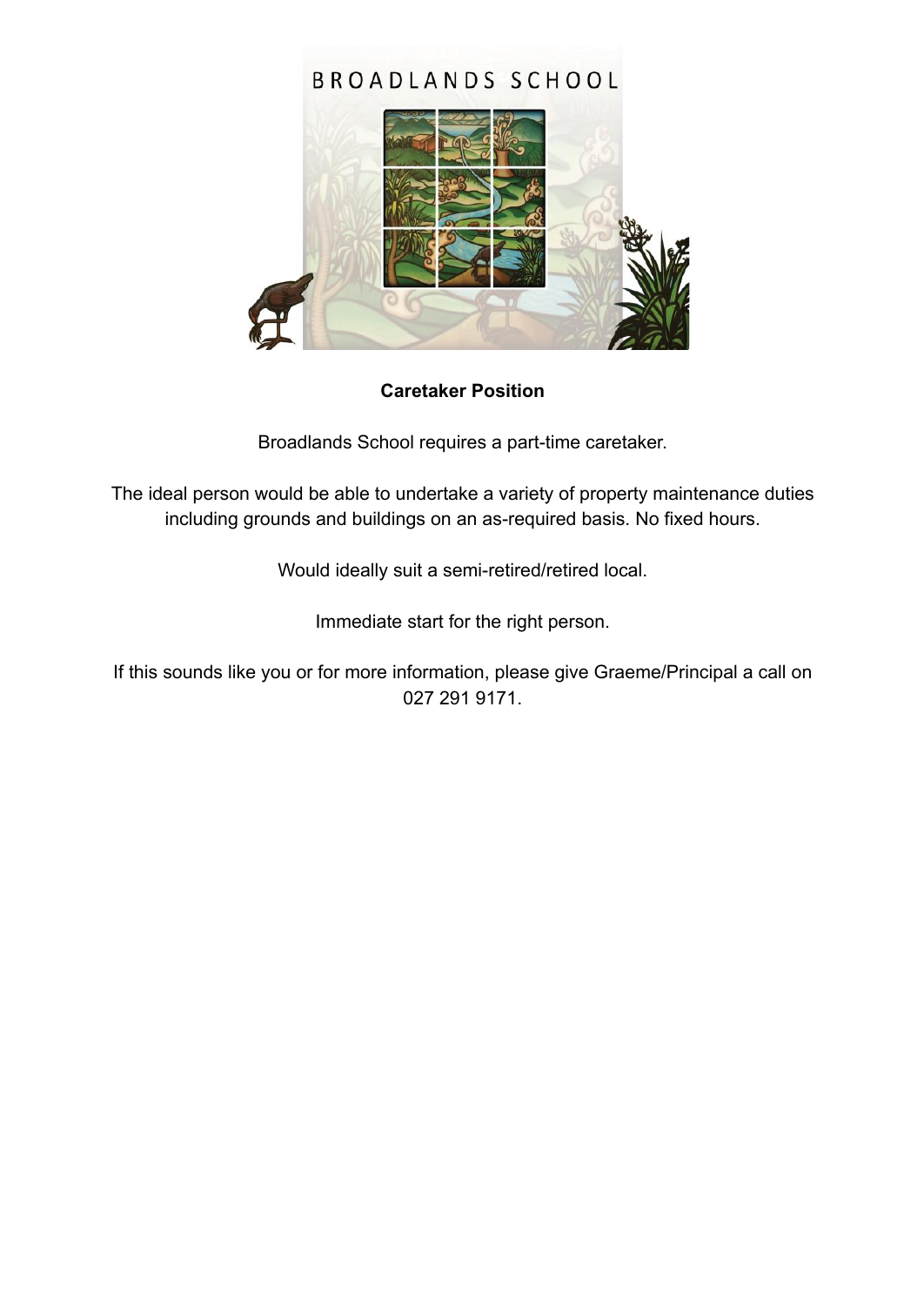BROADLANDS SCHOOL

**Caretaker Position**

Broadlands School requires a part-time caretaker.

The ideal person would be able to undertake a variety of property maintenance duties including grounds and buildings on an as-required basis. No fixed hours.

Would ideally suit a semi-retired/retired local.

Immediate start for the right person.

If this sounds like you or for more information, please give Graeme/Principal a call on 027 291 9171.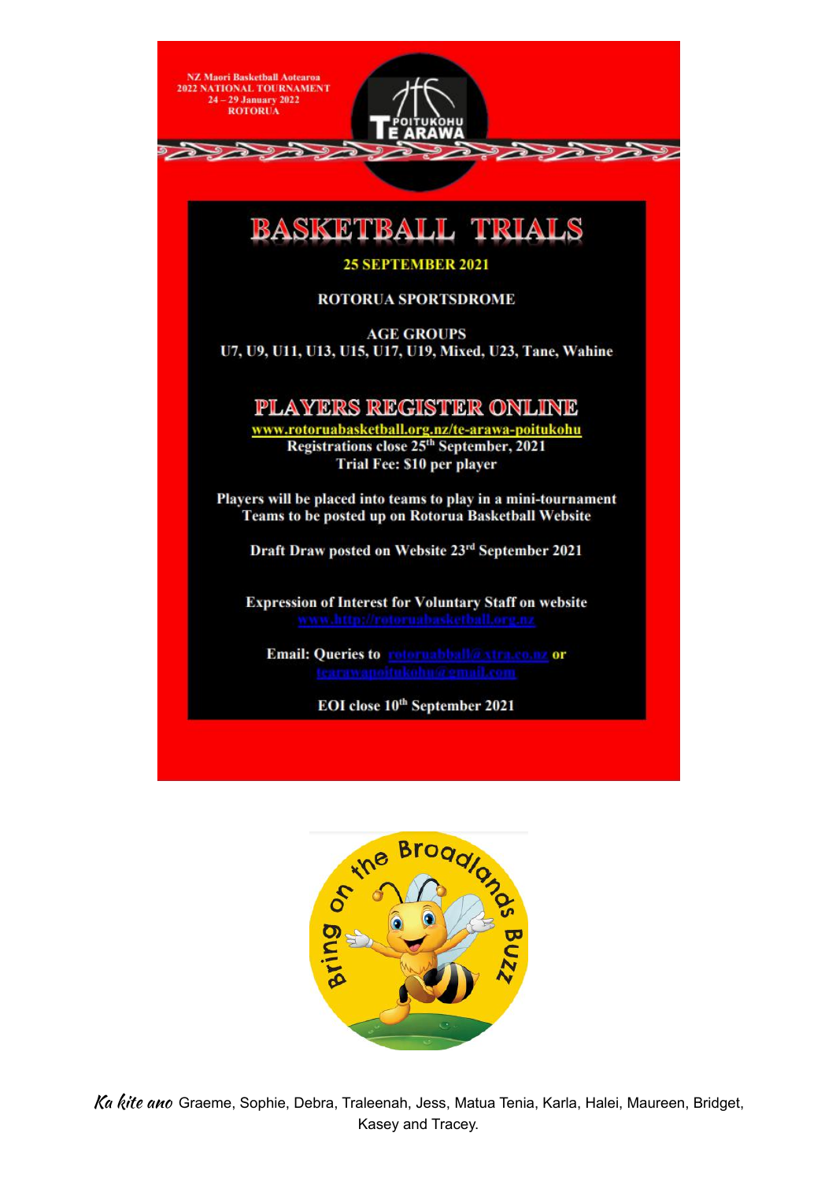NZ Maori Basketball Aotearoa
2022 NATIONAL TOURNAMENT
24 – 29 January 2022
ROTORUA

POITUKOHU
TE ARAWA

# BASKETBALL TRIALS

**25 SEPTEMBER 2021**

**ROTORUA SPORTSDROME**

**AGE GROUPS**
**U7, U9, U11, U13, U15, U17, U19, Mixed, U23, Tane, Wahine**

## PLAYERS REGISTER ONLINE

**www.rotoruabasketball.org.nz/te-arawa-poitukohu**
**Registrations close 25th September, 2021**
**Trial Fee: $10 per player**

**Players will be placed into teams to play in a mini-tournament**
**Teams to be posted up on Rotorua Basketball Website**

**Draft Draw posted on Website 23rd September 2021**

**Expression of Interest for Voluntary Staff on website**
**www.http://rotoruabasketball.org.nz**

**Email: Queries to rotoruabball@xtra.co.nz or tearawapoitukohu@gmail.com**

**EOI close 10th September 2021**

Bring on the Broadlands Buzz

*Ka kite ano* Graeme, Sophie, Debra, Traleenah, Jess, Matua Tenia, Karla, Halei, Maureen, Bridget, Kasey and Tracey.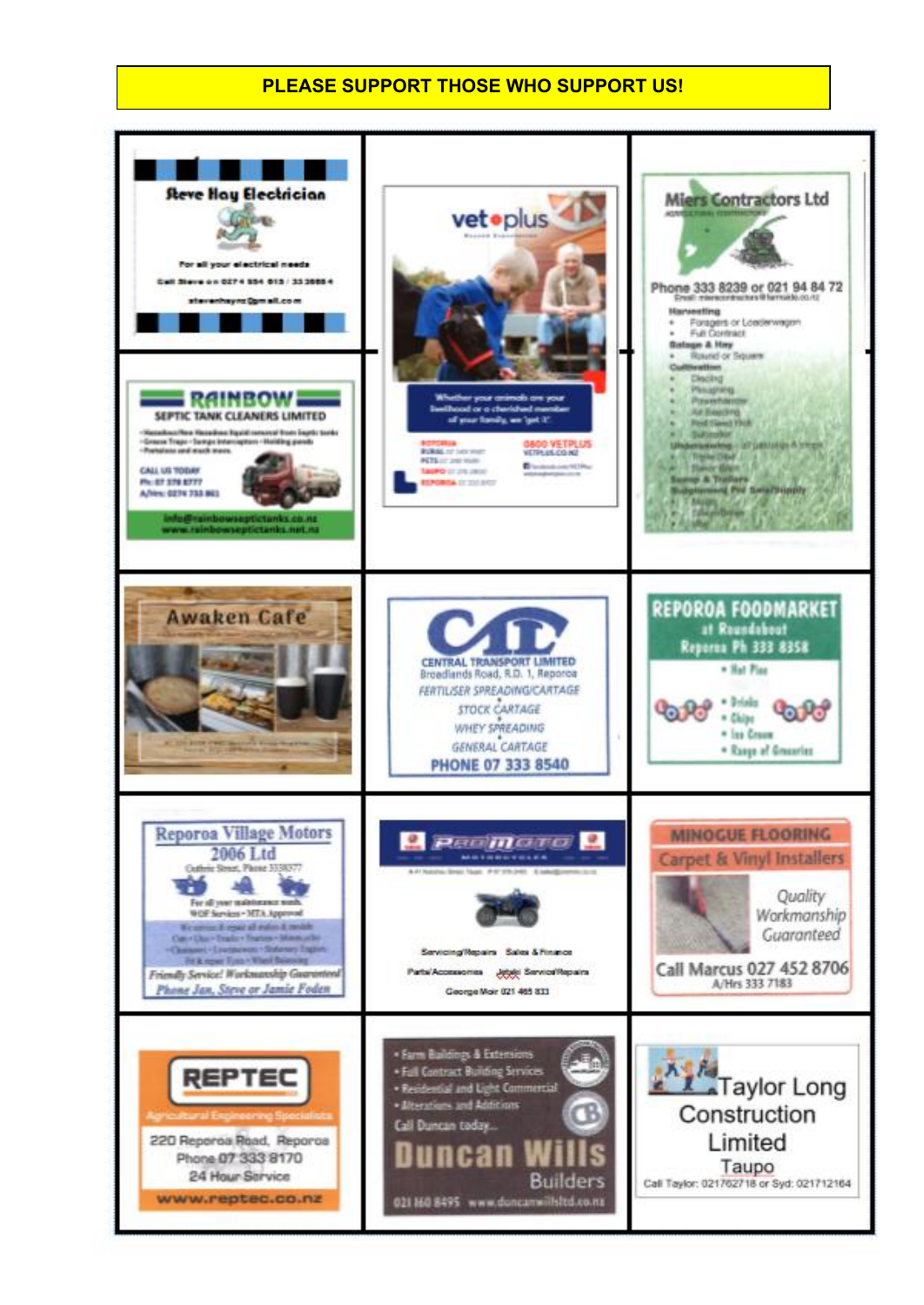**PLEASE SUPPORT THOSE WHO SUPPORT US!**

**Steve Hay Electrician**

For all your electrical needs

Call Steve on 0274 954 015 / 33 3888 4

stevenhaynz@gmail.com

**vetplus**

Whether your animals are your livelihood or a cherished member of your family, we 'get it'.

ROTORUA
RURAL
PETS
TAUPO
REPOROA

0800 VETPLUS
VETPLUS.CO.NZ

**Miers Contractors Ltd**

Agricultural Contractors

Phone 333 8239 or 021 94 84 72

Harvesting
- Foragers or Loaderwagon
- Full Contract

Baleage & Hay
- Round or Square

Cultivation
- Discing
- Ploughing
- Powerharrow
- Air Seeding
- Roll
- Subsoiler

Undersowing

Bulldozing For Sale/Supply

**RAINBOW**

SEPTIC TANK CLEANERS LIMITED

CALL US TODAY
Ph: 07 378 8777
A/Hrs: 0274 733 861

info@rainbowsepticktanks.co.nz
www.rainbowsepticktanks.net.nz

**Awaken Cafe**

**CTL**

CENTRAL TRANSPORT LIMITED
Broadlands Road, R.D. 1, Reporoa

FERTILISER SPREADING/CARTAGE
STOCK CARTAGE
WHEY SPREADING
GENERAL CARTAGE

PHONE 07 333 8540

**REPOROA FOODMARKET**

at Roundabout
Reporoa Ph 333 8358

- Hot Pies
- Drinks
- Chips
- Ice Cream
- Range of Groceries

**Reporoa Village Motors 2006 Ltd**

Guthrie Street, Phone 3338377

For all your maintenance needs
WOF Service • MTA Approved

Friendly Service! Workmanship Guaranteed
Phone Jan, Steve or Jamie Foden

**PROMOTO MOTORCYCLES**

Servicing/Repairs Sales & Finance
Parts/Accessories Service/Repairs
George Moir 021 465 833

**MINOGUE FLOORING**

Carpet & Vinyl Installers

Quality Workmanship Guaranteed

Call Marcus 027 452 8706
A/Hrs 333 7183

**REPTEC**

Agricultural Engineering Specialists

220 Reporoa Road, Reporoa
Phone 07 333 8170
24 Hour Service

www.reptec.co.nz

- Farm Buildings & Extensions
- Full Contract Building Services
- Residential and Light Commercial
- Alterations and Additions

Call Duncan today...

**Duncan Wills Builders**

021 160 8495 www.duncanwillsltd.co.nz

**Taylor Long Construction Limited**

Taupo

Call Taylor: 021762718 or Syd: 021712164